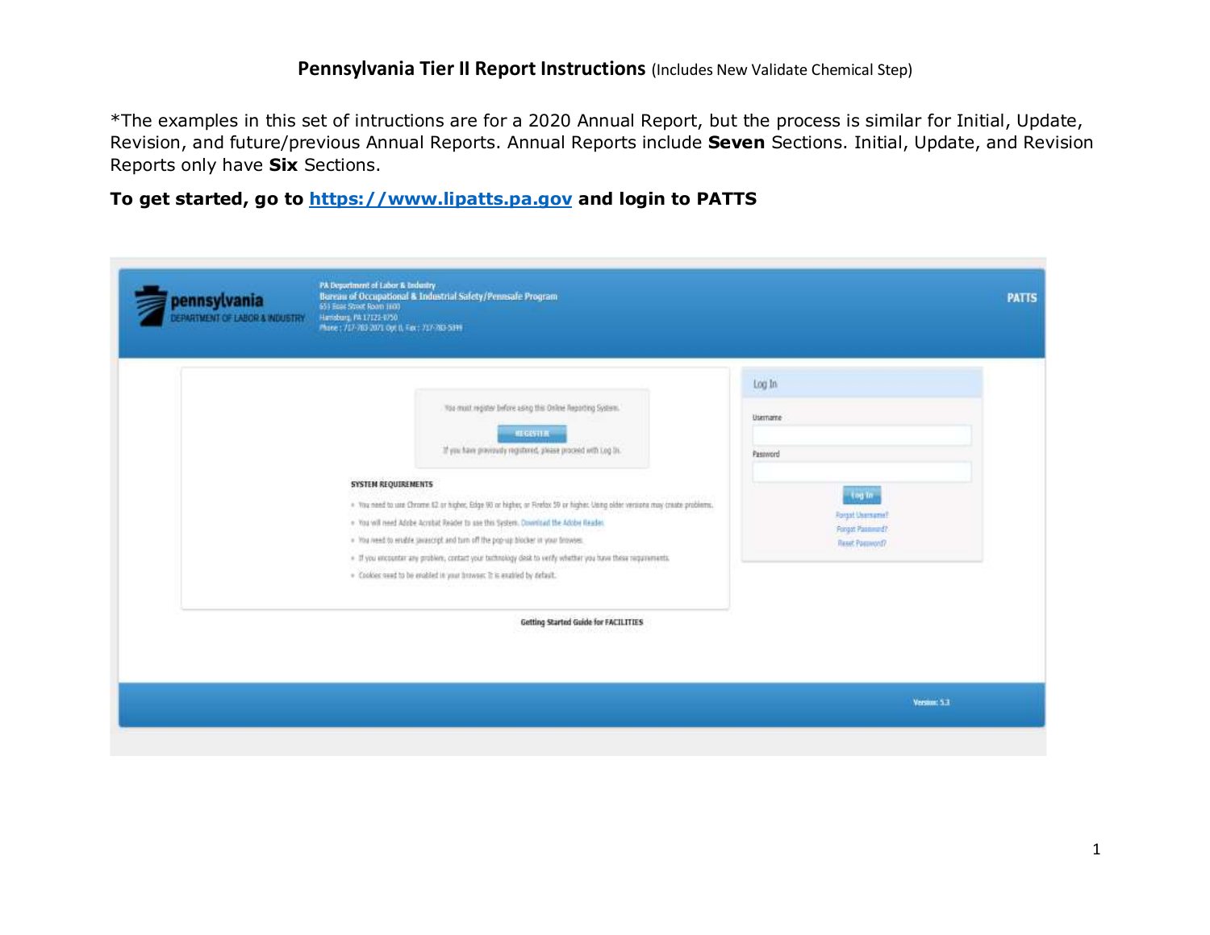# Pennsylvania Tier II Report Instructions (Includes New Validate Chemical Step)

*The examples in this set of intructions are for a 2020 Annual Report, but the process is similar for Initial, Update, Revision, and future/previous Annual Reports. Annual Reports include **Seven** Sections. Initial, Update, and Revision Reports only have **Six** Sections.

**To get started, go to [https://www.lipatts.pa.gov](https://www.lipatts.pa.gov) and login to PATTS**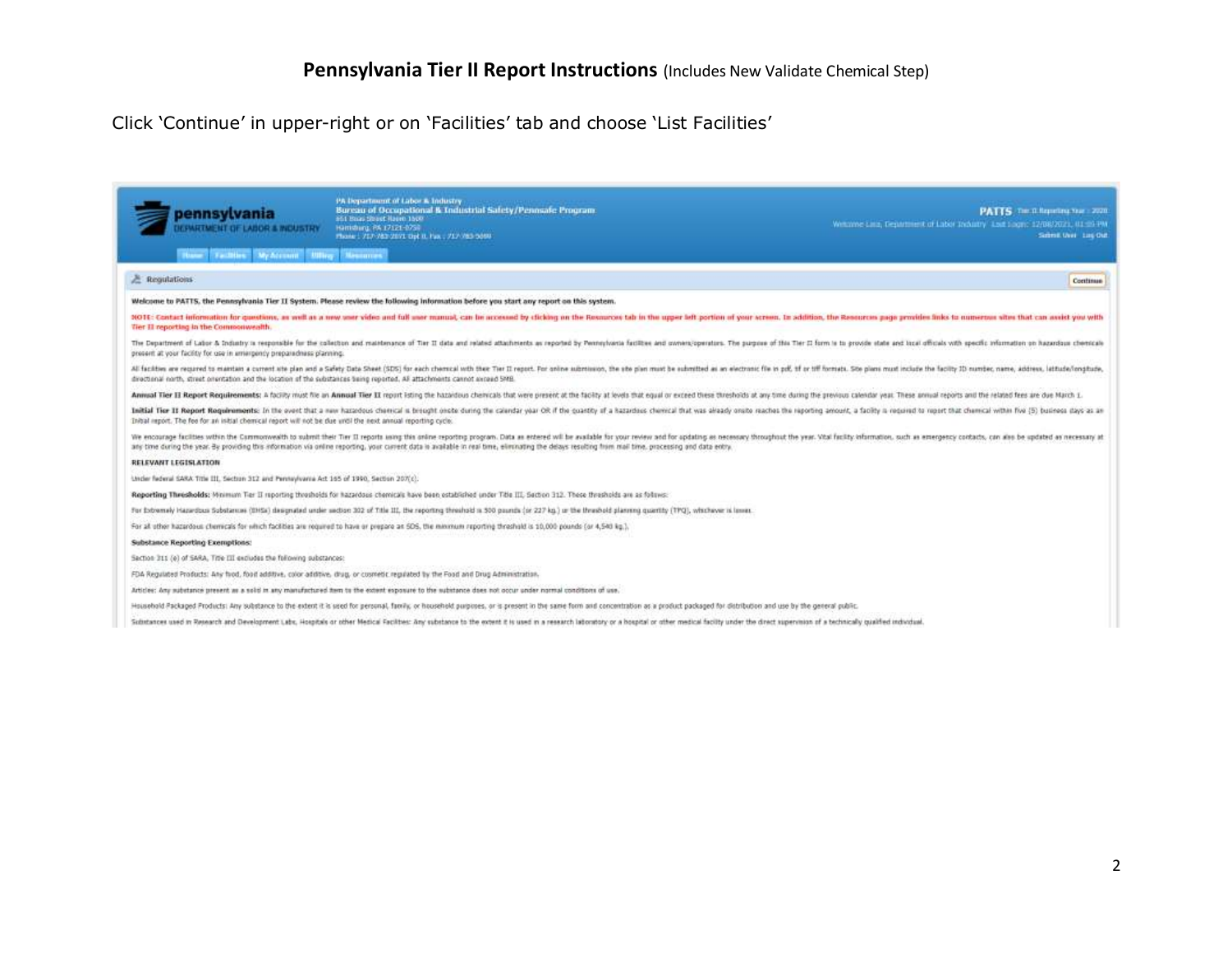**Pennsylvania Tier II Report Instructions** (Includes New Validate Chemical Step)

Click 'Continue' in upper-right or on 'Facilities' tab and choose 'List Facilities'

pennsylvania
DEPARTMENT OF LABOR & INDUSTRY

PA Department of Labor & Industry
Bureau of Occupational & Industrial Safety/Pennsafe Program
651 Boas Street Room 1600
Harrisburg, PA 17121-0750
Phone : 717-783-2071 Opt 8, Fax : 717-783-5099

PATTS Tier II Reporting Year : 2020
Welcome Lisa, Department of Labor Industry Last Login: 12/08/2021, 01:05 PM
Submit User Log Out

Home | Facilities | My Account | Billing | Resources

Regulations | Continue

Welcome to PATTS, the Pennsylvania Tier II System. Please review the following information before you start any report on this system.

NOTE: Contact information for questions, as well as a new user video and full user manual, can be accessed by clicking on the Resources tab in the upper left portion of your screen. In addition, the Resources page provides links to numerous sites that can assist you with Tier II reporting in the Commonwealth.

The Department of Labor & Industry is responsible for the collection and maintenance of Tier II data and related attachments as reported by Pennsylvania facilities and owners/operators. The purpose of this Tier II form is to provide state and local officials with specific information on hazardous chemicals present at your facility for use in emergency preparedness planning.

All facilities are required to maintain a current site plan and a Safety Data Sheet (SDS) for each chemical with their Tier II report. For online submission, the site plan must be submitted as an electronic file in pdf, tif or tiff formats. Site plans must include the facility ID number, name, address, latitude/longitude, directional north, street orientation and the location of the substances being reported. All attachments cannot exceed 5MB.

**Annual Tier II Report Requirements:** A facility must file an **Annual Tier II** report listing the hazardous chemicals that were present at the facility at levels that equal or exceed these thresholds at any time during the previous calendar year. These annual reports and the related fees are due March 1.

**Initial Tier II Report Requirements:** In the event that a new hazardous chemical is brought onsite during the calendar year OR if the quantity of a hazardous chemical that was already onsite reaches the reporting amount, a facility is required to report that chemical within five (5) business days as an Initial report. The fee for an initial chemical report will not be due until the next annual reporting cycle.

We encourage facilities within the Commonwealth to submit their Tier II reports using this online reporting program. Data as entered will be available for your review and for updating as necessary throughout the year. Vital facility information, such as emergency contacts, can also be updated as necessary at any time during the year. By providing this information via online reporting, your current data is available in real time, eliminating the delays resulting from mail time, processing and data entry.

**RELEVANT LEGISLATION**

Under federal SARA Title III, Section 312 and Pennsylvania Act 165 of 1990, Section 207(c).

**Reporting Thresholds:** Minimum Tier II reporting thresholds for hazardous chemicals have been established under Title III, Section 312. These thresholds are as follows:

For Extremely Hazardous Substances (EHSs) designated under section 302 of Title III, the reporting threshold is 500 pounds (or 227 kg.) or the threshold planning quantity (TPQ), whichever is lower.

For all other hazardous chemicals for which facilities are required to have or prepare an SDS, the minimum reporting threshold is 10,000 pounds (or 4,540 kg.).

**Substance Reporting Exemptions:**

Section 311 (e) of SARA, Title III excludes the following substances:

FDA Regulated Products: Any food, food additive, color additive, drug, or cosmetic regulated by the Food and Drug Administration.

Articles: Any substance present as a solid in any manufactured item to the extent exposure to the substance does not occur under normal conditions of use.

Household Packaged Products: Any substance to the extent it is used for personal, family, or household purposes, or is present in the same form and concentration as a product packaged for distribution and use by the general public.

Substances used in Research and Development Labs, Hospitals or other Medical Facilities: Any substance to the extent it is used in a research laboratory or a hospital or other medical facility under the direct supervision of a technically qualified individual.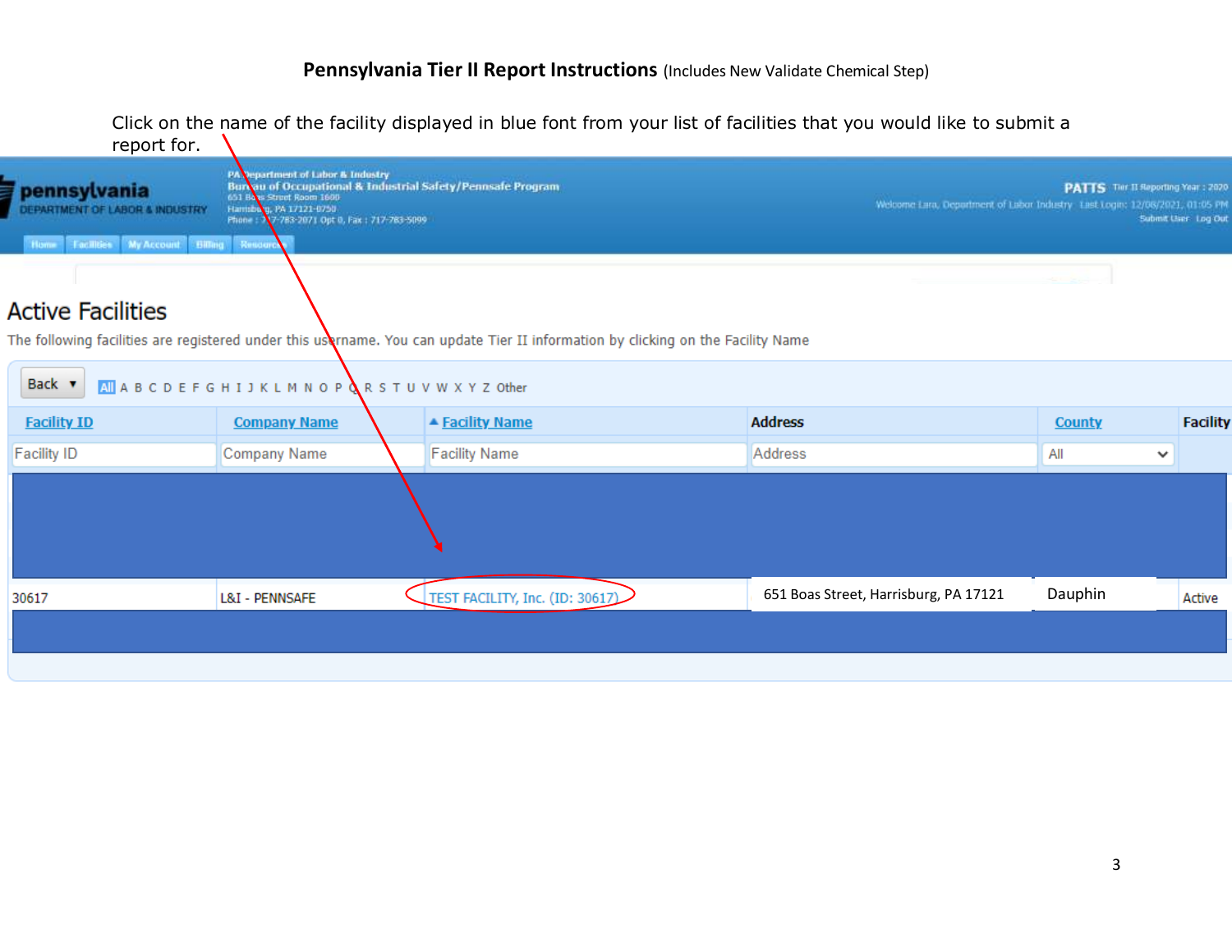**Pennsylvania Tier II Report Instructions** (Includes New Validate Chemical Step)

Click on the name of the facility displayed in blue font from your list of facilities that you would like to submit a report for.

pennsylvania
DEPARTMENT OF LABOR & INDUSTRY

PA Department of Labor & Industry
Bureau of Occupational & Industrial Safety/Pennsafe Program
651 Boas Street Room 1600
Harrisburg, PA 17121-0750
Phone : 717-783-2071 Opt 0, Fax : 717-783-5099

PATTS Tier II Reporting Year : 2020
Welcome Lara, Department of Labor Industry Last Login: 12/08/2021, 01:05 PM
Submit User Log Out

Home | Facilities | My Account | Billing | Resources

## Active Facilities

The following facilities are registered under this username. You can update Tier II information by clicking on the Facility Name

Back ▾ All A B C D E F G H I J K L M N O P Q R S T U V W X Y Z Other

| Facility ID | Company Name | Facility Name | Address | County | Facility |
|---|---|---|---|---|---|
| Facility ID | Company Name | Facility Name | Address | All | |
| 30617 | L&I - PENNSAFE | TEST FACILITY, Inc. (ID: 30617) | 651 Boas Street, Harrisburg, PA 17121 | Dauphin | Active |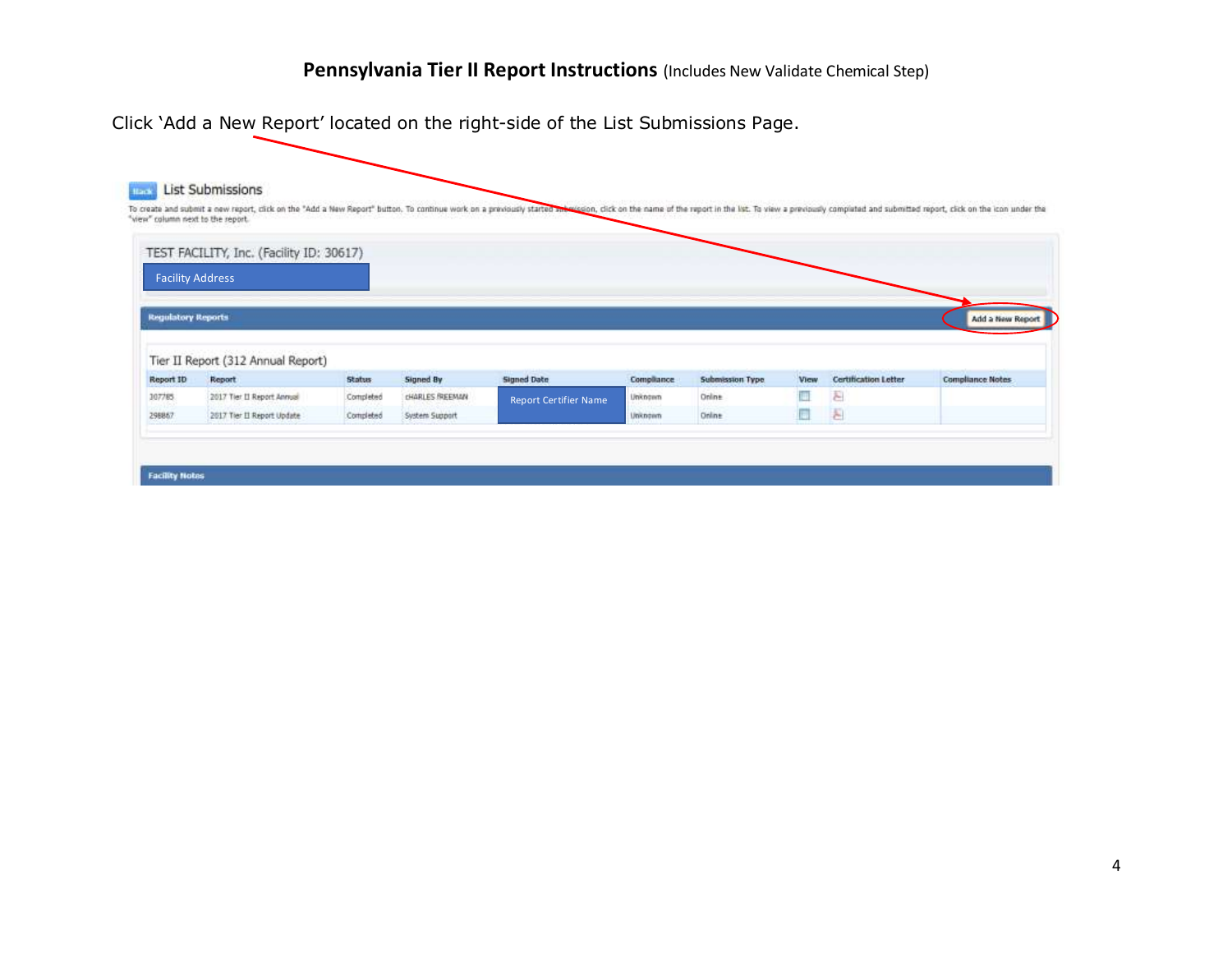**Pennsylvania Tier II Report Instructions** (Includes New Validate Chemical Step)

Click 'Add a New Report' located on the right-side of the List Submissions Page.

Back List Submissions

To create and submit a new report, click on the "Add a New Report" button. To continue work on a previously started submission, click on the name of the report in the list. To view a previously completed and submitted report, click on the icon under the "view" column next to the report.

TEST FACILITY, Inc. (Facility ID: 30617)

Facility Address

Regulatory Reports — Add a New Report

Tier II Report (312 Annual Report)

| Report ID | Report | Status | Signed By | Signed Date | Compliance | Submission Type | View | Certification Letter | Compliance Notes |
|---|---|---|---|---|---|---|---|---|---|
| 307785 | 2017 Tier II Report Annual | Completed | CHARLES FREEMAN | Report Certifier Name | Unknown | Online | | | |
| 298867 | 2017 Tier II Report Update | Completed | System Support | | Unknown | Online | | | |

Facility Notes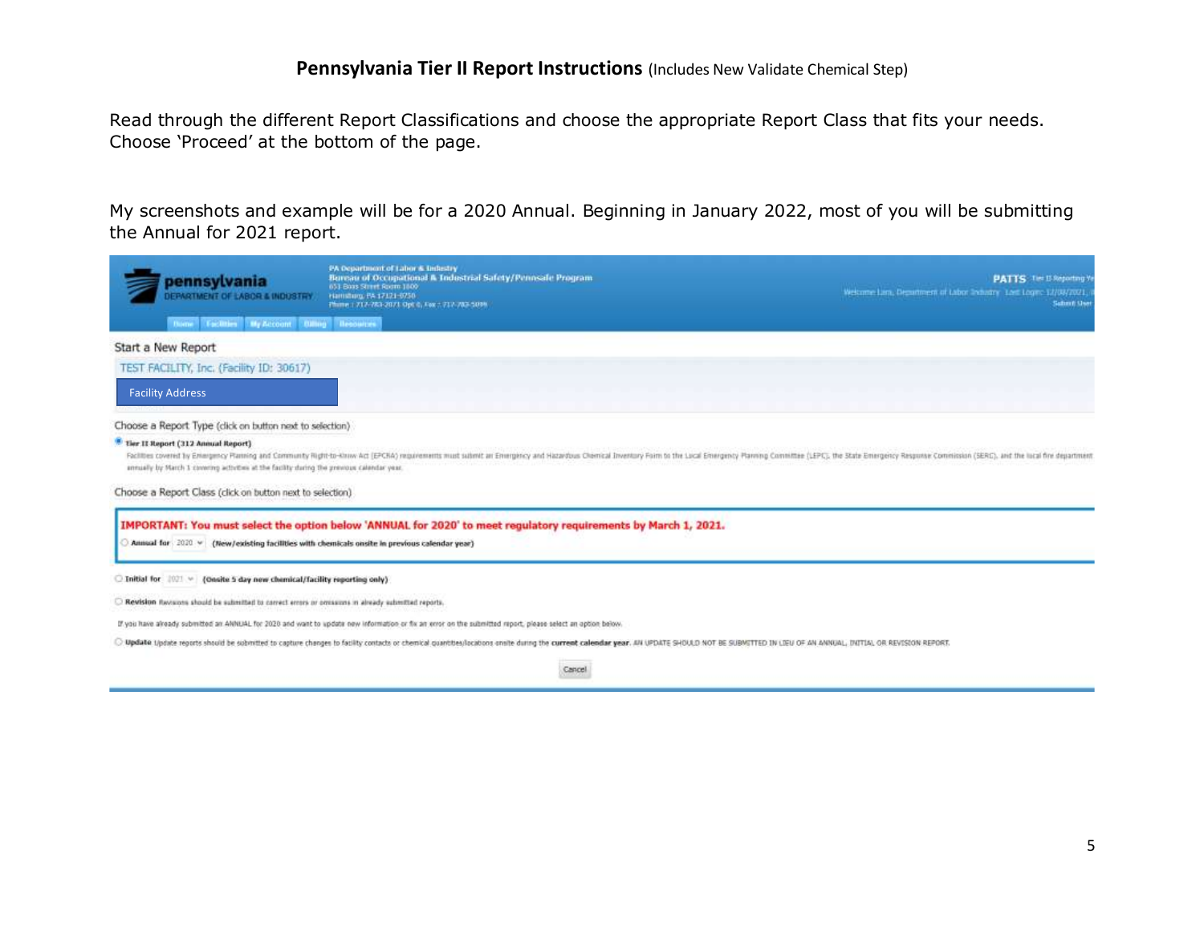**Pennsylvania Tier II Report Instructions** (Includes New Validate Chemical Step)

Read through the different Report Classifications and choose the appropriate Report Class that fits your needs. Choose 'Proceed' at the bottom of the page.

My screenshots and example will be for a 2020 Annual. Beginning in January 2022, most of you will be submitting the Annual for 2021 report.

pennsylvania
DEPARTMENT OF LABOR & INDUSTRY

PA Department of Labor & Industry
Bureau of Occupational & Industrial Safety/Pennsafe Program
651 Boas Street Room 1809
Harrisburg, PA 17121-0750
Phone : 717-783-2071 Opt 6, Fax : 717-783-5099

Home | Facilities | My Account | Billing | Resources

Start a New Report

TEST FACILITY, Inc. (Facility ID: 30617)

Facility Address

Choose a Report Type (click on button next to selection)

**Tier II Report (312 Annual Report)**

Facilities covered by Emergency Planning and Community Right-to-Know Act (EPCRA) requirements must submit an Emergency and Hazardous Chemical Inventory Form to the Local Emergency Planning Committee (LEPC), the State Emergency Response Commission (SERC), and the local fire department annually by March 1 covering activities at the facility during the previous calendar year.

Choose a Report Class (click on button next to selection)

**IMPORTANT: You must select the option below 'ANNUAL for 2020' to meet regulatory requirements by March 1, 2021.**

**Annual for** 2020 **(New/existing facilities with chemicals onsite in previous calendar year)**

**Initial for** 2021 **(Onsite 5 day new chemical/facility reporting only)**

**Revision** Revisions should be submitted to correct errors or omissions in already submitted reports.

If you have already submitted an ANNUAL for 2020 and want to update new information or fix an error on the submitted report, please select an option below.

**Update** Update reports should be submitted to capture changes to facility contacts or chemical quantities/locations onsite during the **current calendar year**. AN UPDATE SHOULD NOT BE SUBMITTED IN LIEU OF AN ANNUAL, INITIAL OR REVISION REPORT.

Cancel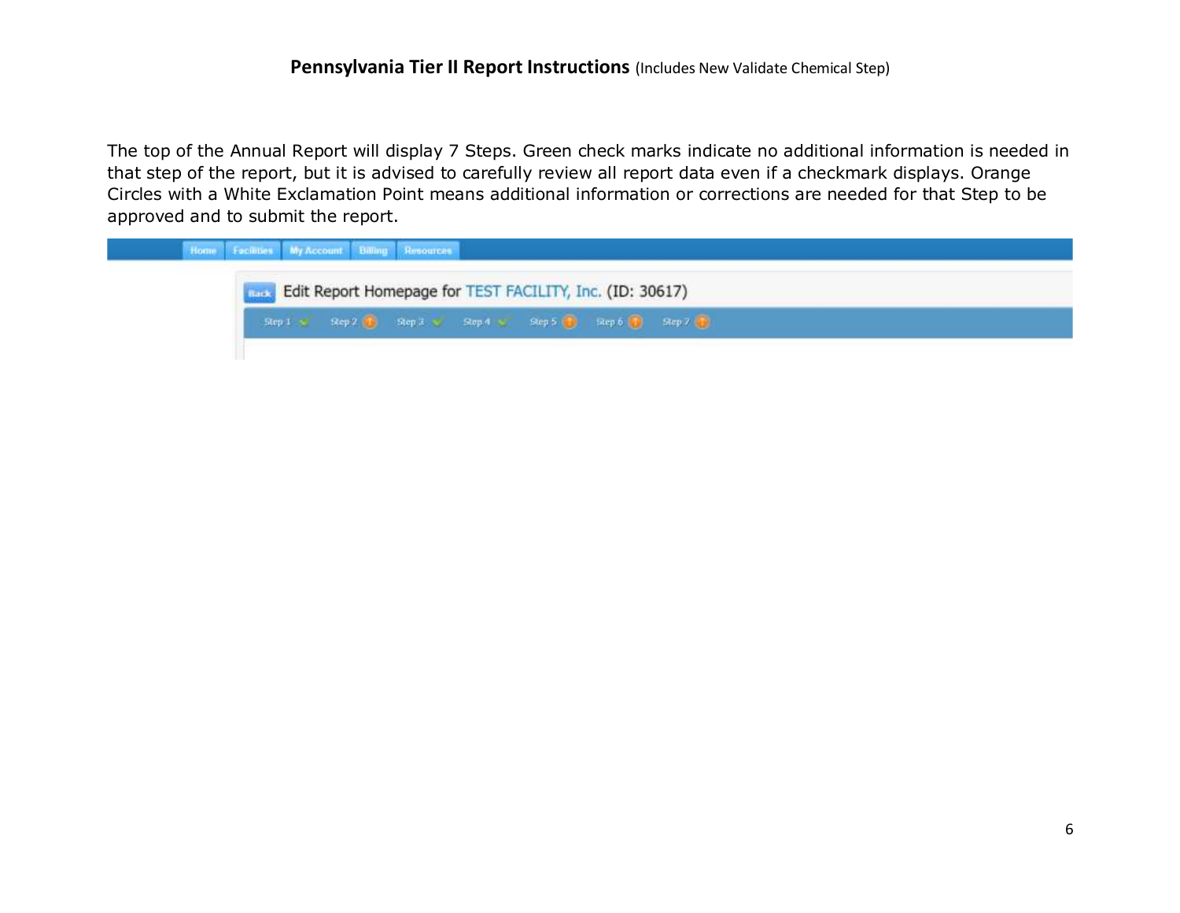**Pennsylvania Tier II Report Instructions** (Includes New Validate Chemical Step)

The top of the Annual Report will display 7 Steps. Green check marks indicate no additional information is needed in that step of the report, but it is advised to carefully review all report data even if a checkmark displays. Orange Circles with a White Exclamation Point means additional information or corrections are needed for that Step to be approved and to submit the report.

Home | Facilities | My Account | Billing | Resources

Back Edit Report Homepage for TEST FACILITY, Inc. (ID: 30617)

Step 1 | Step 2 | Step 3 | Step 4 | Step 5 | Step 6 | Step 7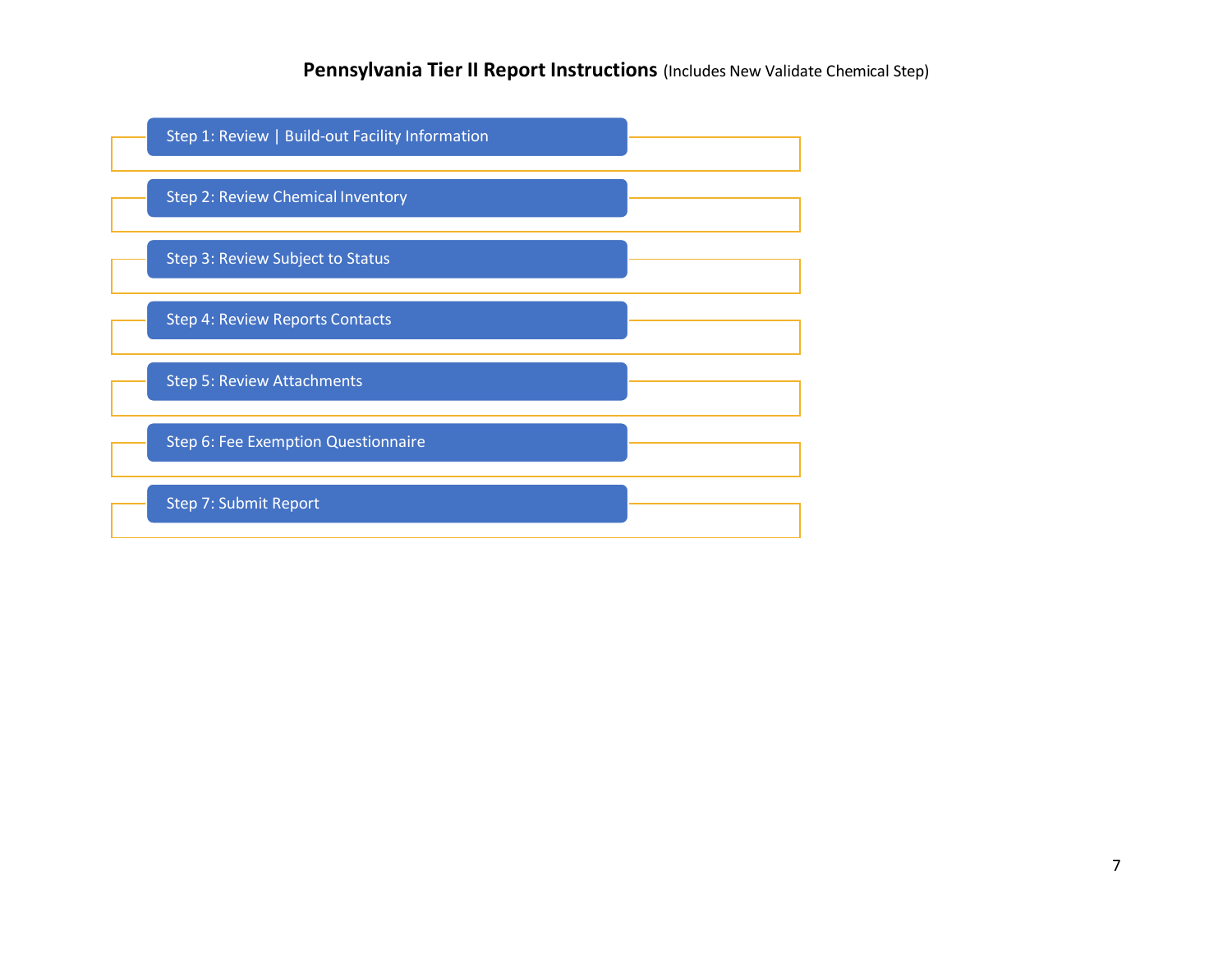# **Pennsylvania Tier II Report Instructions** (Includes New Validate Chemical Step)

- Step 1: Review | Build-out Facility Information
- Step 2: Review Chemical Inventory
- Step 3: Review Subject to Status
- Step 4: Review Reports Contacts
- Step 5: Review Attachments
- Step 6: Fee Exemption Questionnaire
- Step 7: Submit Report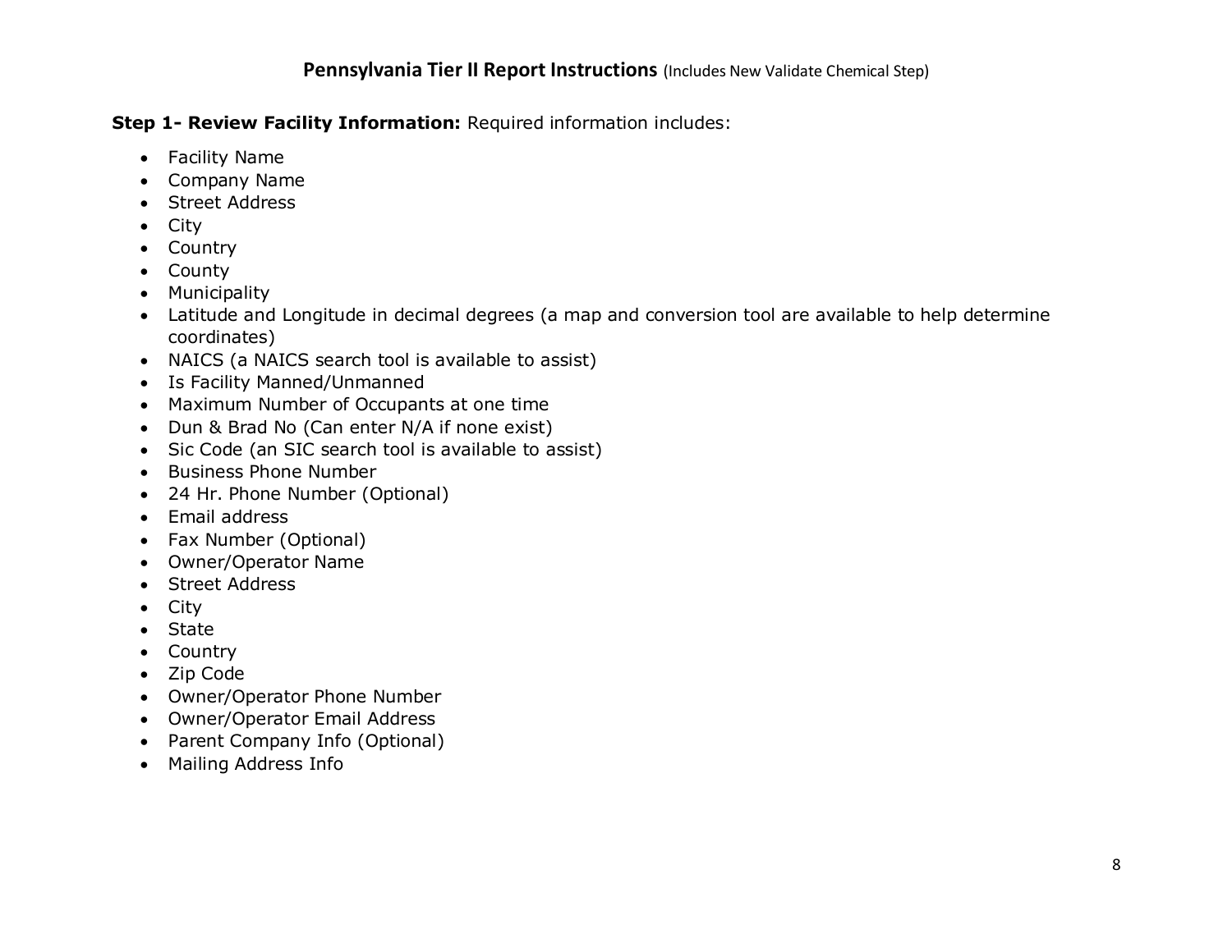## Pennsylvania Tier II Report Instructions (Includes New Validate Chemical Step)

**Step 1- Review Facility Information:** Required information includes:

- Facility Name
- Company Name
- Street Address
- City
- Country
- County
- Municipality
- Latitude and Longitude in decimal degrees (a map and conversion tool are available to help determine coordinates)
- NAICS (a NAICS search tool is available to assist)
- Is Facility Manned/Unmanned
- Maximum Number of Occupants at one time
- Dun & Brad No (Can enter N/A if none exist)
- Sic Code (an SIC search tool is available to assist)
- Business Phone Number
- 24 Hr. Phone Number (Optional)
- Email address
- Fax Number (Optional)
- Owner/Operator Name
- Street Address
- City
- State
- Country
- Zip Code
- Owner/Operator Phone Number
- Owner/Operator Email Address
- Parent Company Info (Optional)
- Mailing Address Info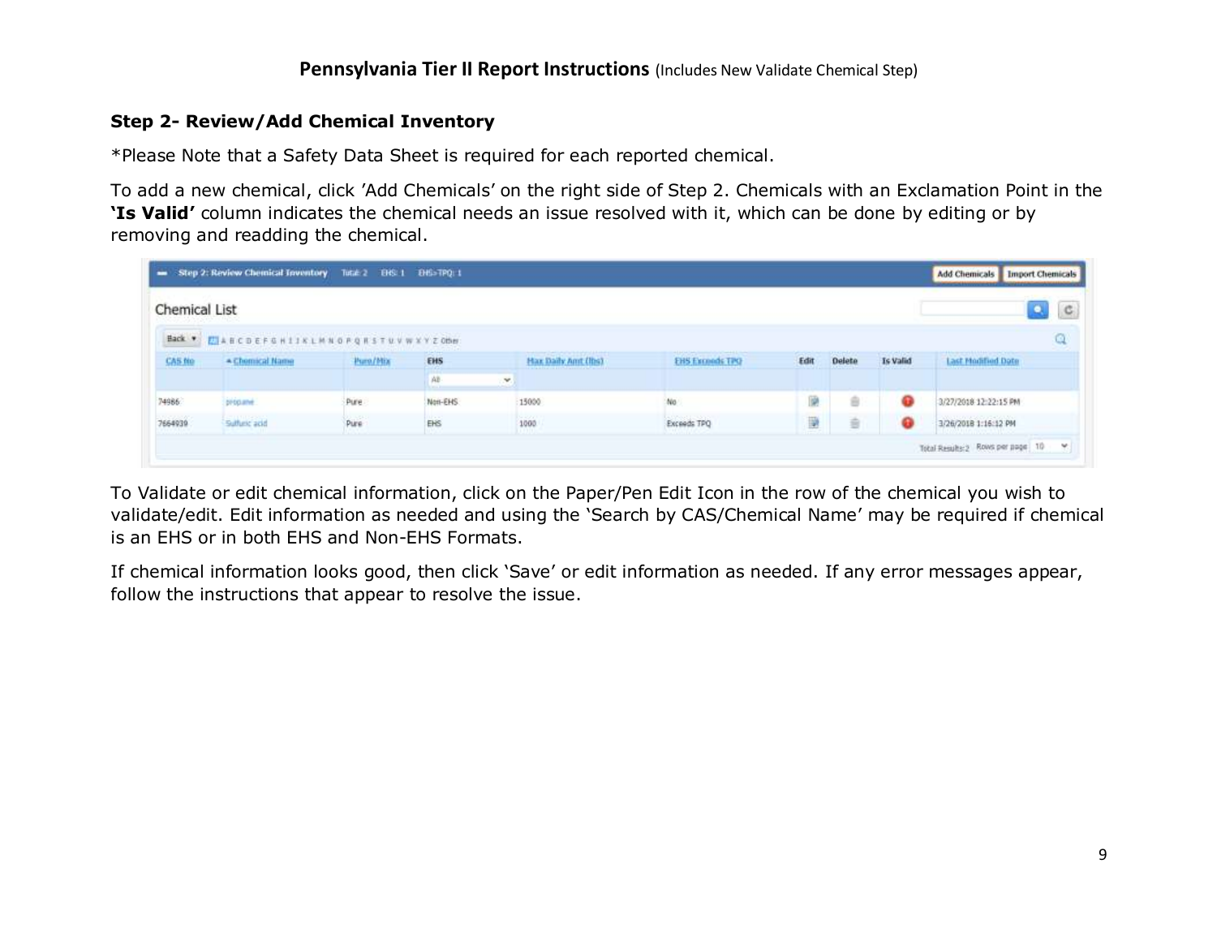### Step 2- Review/Add Chemical Inventory

*Please Note that a Safety Data Sheet is required for each reported chemical.

To add a new chemical, click 'Add Chemicals' on the right side of Step 2. Chemicals with an Exclamation Point in the **'Is Valid'** column indicates the chemical needs an issue resolved with it, which can be done by editing or by removing and readding the chemical.

To Validate or edit chemical information, click on the Paper/Pen Edit Icon in the row of the chemical you wish to validate/edit. Edit information as needed and using the 'Search by CAS/Chemical Name' may be required if chemical is an EHS or in both EHS and Non-EHS Formats.

If chemical information looks good, then click 'Save' or edit information as needed. If any error messages appear, follow the instructions that appear to resolve the issue.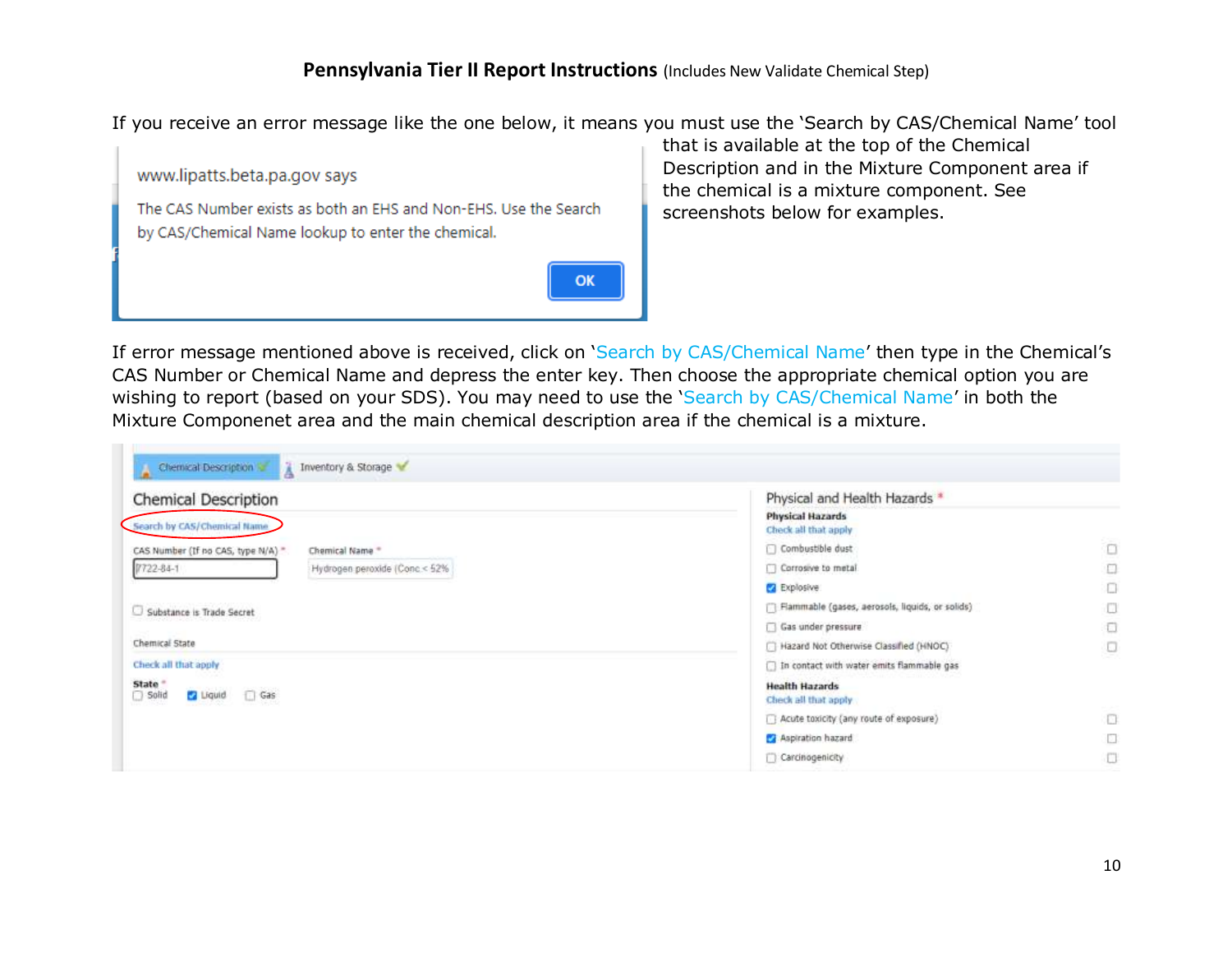**Pennsylvania Tier II Report Instructions** (Includes New Validate Chemical Step)

If you receive an error message like the one below, it means you must use the 'Search by CAS/Chemical Name' tool that is available at the top of the Chemical Description and in the Mixture Component area if the chemical is a mixture component. See screenshots below for examples.

www.lipatts.beta.pa.gov says

The CAS Number exists as both an EHS and Non-EHS. Use the Search by CAS/Chemical Name lookup to enter the chemical.

OK

If error message mentioned above is received, click on 'Search by CAS/Chemical Name' then type in the Chemical's CAS Number or Chemical Name and depress the enter key. Then choose the appropriate chemical option you are wishing to report (based on your SDS). You may need to use the 'Search by CAS/Chemical Name' in both the Mixture Componenet area and the main chemical description area if the chemical is a mixture.

Chemical Description | Inventory & Storage

**Chemical Description**

Search by CAS/Chemical Name

CAS Number (If no CAS, type N/A) *: 7722-84-1

Chemical Name *: Hydrogen peroxide (Conc < 52%

☐ Substance is Trade Secret

Chemical State

Check all that apply

**State** *

☐ Solid ☑ Liquid ☐ Gas

**Physical and Health Hazards** *

**Physical Hazards**

Check all that apply

- ☐ Combustible dust
- ☐ Corrosive to metal
- ☑ Explosive
- ☐ Flammable (gases, aerosols, liquids, or solids)
- ☐ Gas under pressure
- ☐ Hazard Not Otherwise Classified (HNOC)
- ☐ In contact with water emits flammable gas

**Health Hazards**

Check all that apply

- ☐ Acute toxicity (any route of exposure)
- ☑ Aspiration hazard
- ☐ Carcinogenicity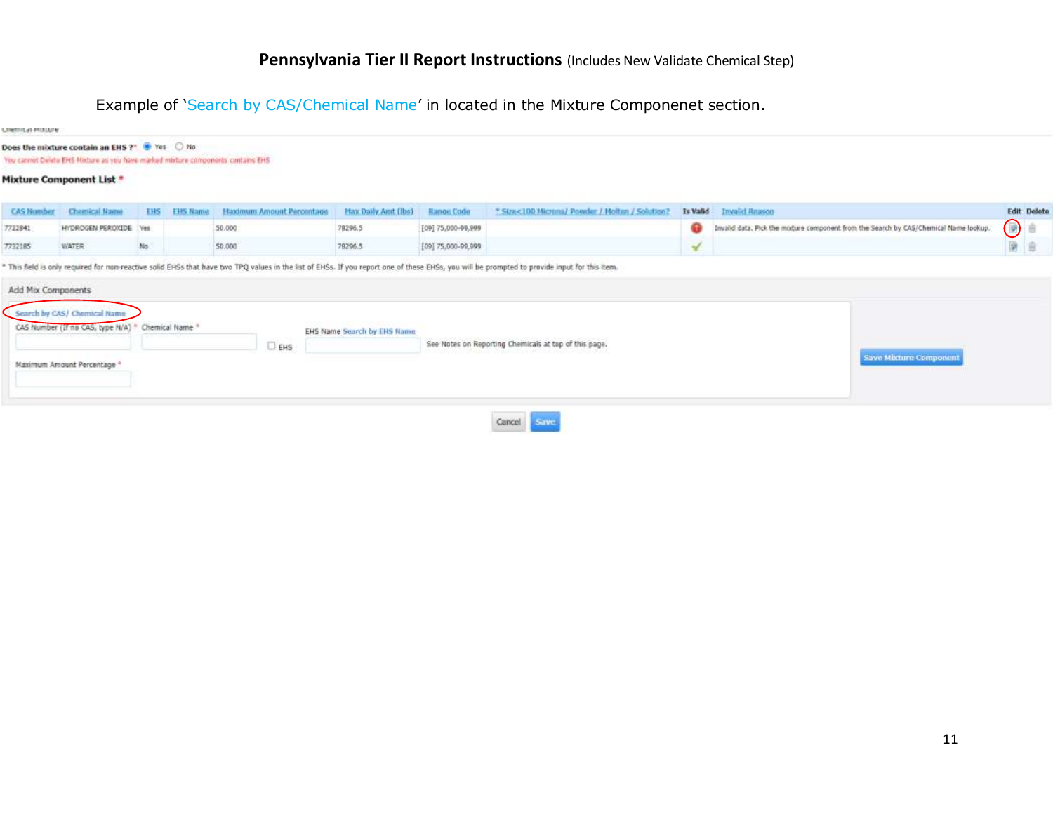# Pennsylvania Tier II Report Instructions (Includes New Validate Chemical Step)

Example of 'Search by CAS/Chemical Name' in located in the Mixture Componenet section.

Chemical Mixture

Does the mixture contain an EHS ?* (•) Yes ( ) No

You cannot Delete EHS Mixture as you have marked mixture components contains EHS

**Mixture Component List** *

| CAS Number | Chemical Name | EHS | EHS Name | Maximum Amount Percentage | Max Daily Amt (lbs) | Range Code | * Size<100 Microns/ Powder / Molten / Solution? | Is Valid | Invalid Reason | Edit | Delete |
|---|---|---|---|---|---|---|---|---|---|---|---|
| 7722841 | HYDROGEN PEROXIDE | Yes | | 50.000 | 78296.5 | [09] 75,000-99,999 | | ! | Invalid data. Pick the mixture component from the Search by CAS/Chemical Name lookup. | | |
| 7732185 | WATER | No | | 50.000 | 78296.5 | [09] 75,000-99,999 | | ✓ | | | |

* This field is only required for non-reactive solid EHSs that have two TPQ values in the list of EHSs. If you report one of these EHSs, you will be prompted to provide input for this item.

Add Mix Components

Search by CAS/ Chemical Name

CAS Number (If no CAS, type N/A) * Chemical Name * EHS EHS Name Search by EHS Name See Notes on Reporting Chemicals at top of this page.

Maximum Amount Percentage *

Save Mixture Component

Cancel Save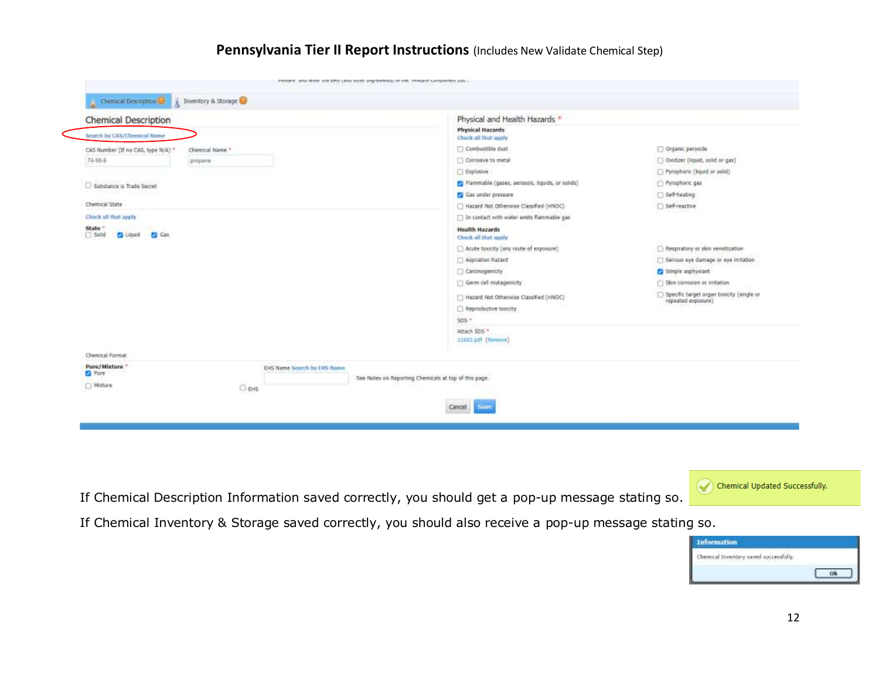# **Pennsylvania Tier II Report Instructions** (Includes New Validate Chemical Step)

Chemical Description | Inventory & Storage

## Chemical Description

Search by CAS/Chemical Name

CAS Number (If no CAS, type N/A) * : 74-98-6

Chemical Name * : propane

☐ Substance is Trade Secret

Chemical State

Check all that apply

**State** *

☐ Solid ☑ Liquid ☑ Gas

## Physical and Health Hazards *

**Physical Hazards**

Check all that apply

- ☐ Combustible dust
- ☐ Corrosive to metal
- ☐ Explosive
- ☑ Flammable (gases, aerosols, liquids, or solids)
- ☑ Gas under pressure
- ☐ Hazard Not Otherwise Classified (HNOC)
- ☐ In contact with water emits flammable gas
- ☐ Organic peroxide
- ☐ Oxidizer (liquid, solid or gas)
- ☐ Pyrophoric (liquid or solid)
- ☐ Pyrophoric gas
- ☐ Self-heating
- ☐ Self-reactive

**Health Hazards**

Check all that apply

- ☐ Acute toxicity (any route of exposure)
- ☐ Aspiration hazard
- ☐ Carcinogenicity
- ☐ Germ cell mutagenicity
- ☐ Hazard Not Otherwise Classified (HNOC)
- ☐ Reproductive toxicity
- ☐ Respiratory or skin sensitization
- ☐ Serious eye damage or eye irritation
- ☑ Simple asphyxiant
- ☐ Skin corrosion or irritation
- ☐ Specific target organ toxicity (single or repeated exposure)

SDS *

Attach SDS * : 11662.pdf (Remove)

Chemical Format

**Pure/Mixture** *

☑ Pure

☐ Mixture

☐ EHS

EHS Name Search by EHS Name

See Notes on Reporting Chemicals at top of this page.

Cancel | Save

If Chemical Description Information saved correctly, you should get a pop-up message stating so.

Chemical Updated Successfully.

If Chemical Inventory & Storage saved correctly, you should also receive a pop-up message stating so.

**Information**

Chemical Inventory saved successfully.

Ok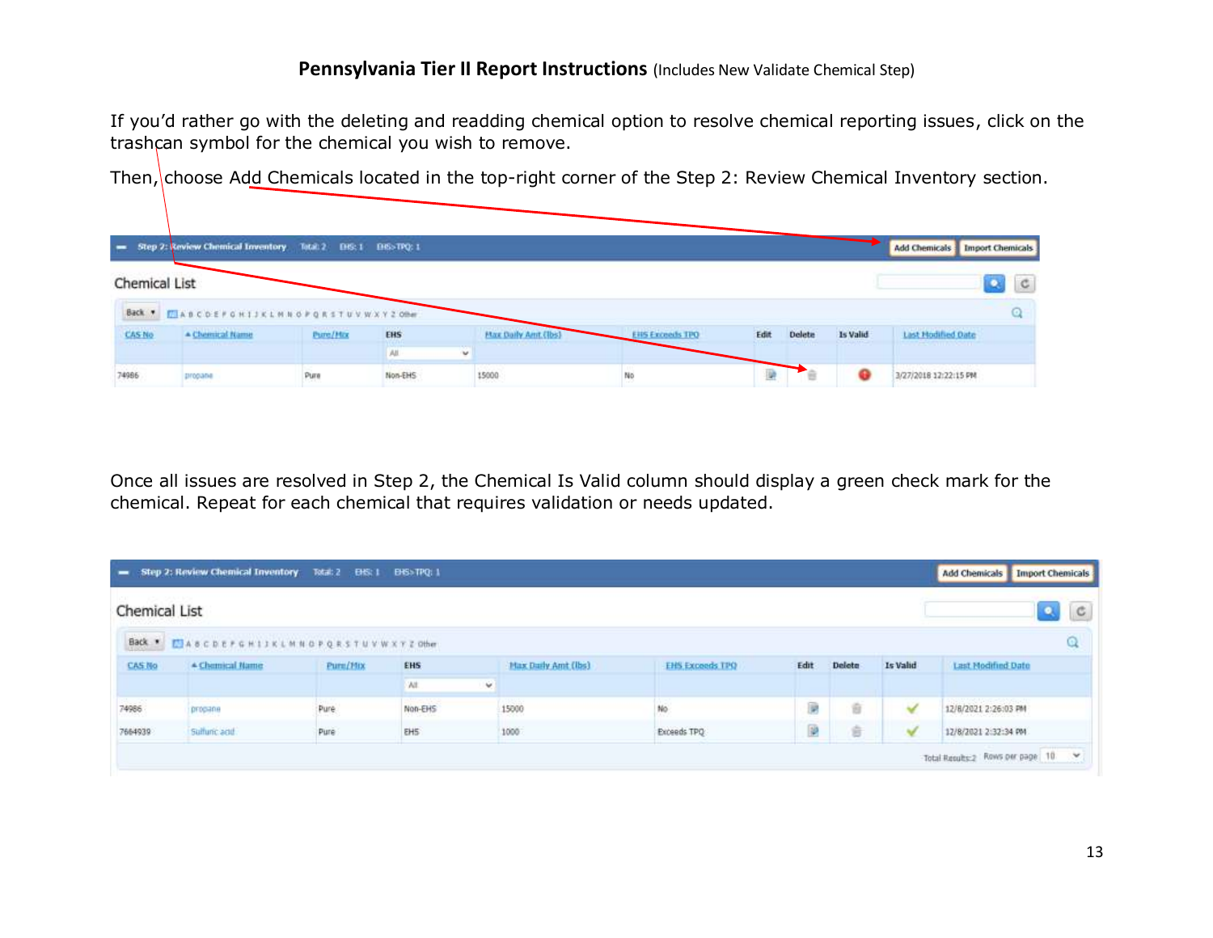If you'd rather go with the deleting and readding chemical option to resolve chemical reporting issues, click on the trashcan symbol for the chemical you wish to remove.

Then, choose Add Chemicals located in the top-right corner of the Step 2: Review Chemical Inventory section.

Step 2: Review Chemical Inventory Total: 2 EHS: 1 EHS>TPQ: 1 — Add Chemicals | Import Chemicals

Chemical List

| CAS No | Chemical Name | Pure/Mix | EHS | Max Daily Amt (lbs) | EHS Exceeds TPQ | Edit | Delete | Is Valid | Last Modified Date |
|---|---|---|---|---|---|---|---|---|---|
| 74986 | propane | Pure | Non-EHS | 15000 | No | | | | 3/27/2018 12:22:15 PM |

Once all issues are resolved in Step 2, the Chemical Is Valid column should display a green check mark for the chemical. Repeat for each chemical that requires validation or needs updated.

Step 2: Review Chemical Inventory Total: 2 EHS: 1 EHS>TPQ: 1 — Add Chemicals | Import Chemicals

Chemical List

| CAS No | Chemical Name | Pure/Mix | EHS | Max Daily Amt (lbs) | EHS Exceeds TPQ | Edit | Delete | Is Valid | Last Modified Date |
|---|---|---|---|---|---|---|---|---|---|
| 74986 | propane | Pure | Non-EHS | 15000 | No | | | ✓ | 12/8/2021 2:26:03 PM |
| 7664939 | Sulfuric acid | Pure | EHS | 1000 | Exceeds TPQ | | | ✓ | 12/8/2021 2:32:34 PM |

Total Results: 2 Rows per page 10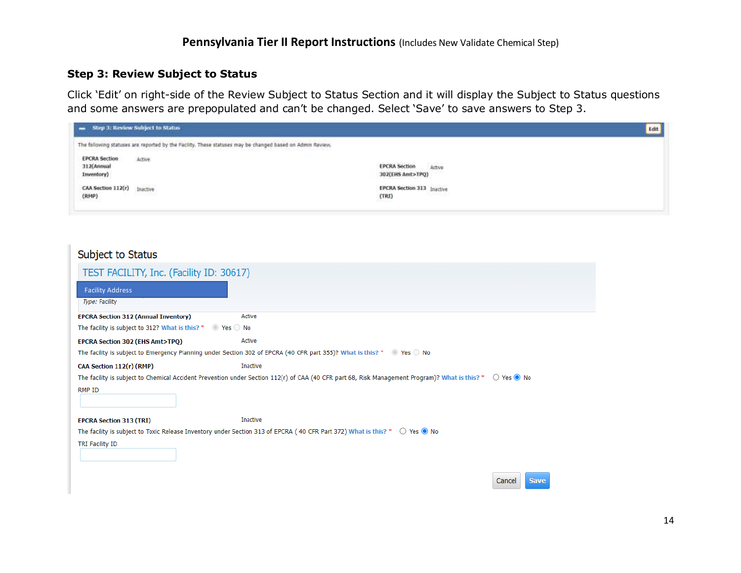## Step 3: Review Subject to Status

Click 'Edit' on right-side of the Review Subject to Status Section and it will display the Subject to Status questions and some answers are prepopulated and can't be changed. Select 'Save' to save answers to Step 3.

**Step 3: Review Subject to Status** — Edit

The following statuses are reported by the Facility. These statuses may be changed based on Admin Review.

| | | | |
|---|---|---|---|
| EPCRA Section 312(Annual Inventory) | Active | EPCRA Section 302(EHS Amt>TPQ) | Active |
| CAA Section 112(r) (RMP) | Inactive | EPCRA Section 313 (TRI) | Inactive |

### Subject to Status

TEST FACILITY, Inc. (Facility ID: 30617)

Facility Address

*Type:* Facility

**EPCRA Section 312 (Annual Inventory)** Active

The facility is subject to 312? What is this? * ◉ Yes ○ No

**EPCRA Section 302 (EHS Amt>TPQ)** Active

The facility is subject to Emergency Planning under Section 302 of EPCRA (40 CFR part 355)? What is this? * ◉ Yes ○ No

**CAA Section 112(r) (RMP)** Inactive

The facility is subject to Chemical Accident Prevention under Section 112(r) of CAA (40 CFR part 68, Risk Management Program)? What is this? * ○ Yes ◉ No

RMP ID

**EPCRA Section 313 (TRI)** Inactive

The facility is subject to Toxic Release Inventory under Section 313 of EPCRA ( 40 CFR Part 372) What is this? * ○ Yes ◉ No

TRI Facility ID

Cancel Save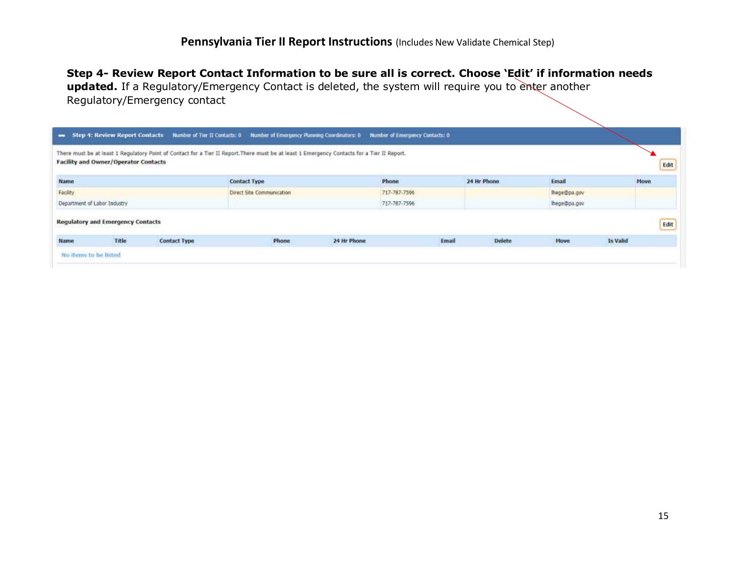Step 4- Review Report Contact Information to be sure all is correct. Choose 'Edit' if information needs updated. If a Regulatory/Emergency Contact is deleted, the system will require you to enter another Regulatory/Emergency contact

**Step 4: Review Report Contacts** Number of Tier II Contacts: 0 Number of Emergency Planning Coordinators: 0 Number of Emergency Contacts: 0

There must be at least 1 Regulatory Point of Contact for a Tier II Report. There must be at least 1 Emergency Contacts for a Tier II Report.

**Facility and Owner/Operator Contacts**

Edit

| Name | Contact Type | Phone | 24 Hr Phone | Email | Move |
|---|---|---|---|---|---|
| Facility | Direct Site Communication | 717-787-7596 | | lhege@pa.gov | |
| Department of Labor Industry | | 717-787-7596 | | lhege@pa.gov | |

**Regulatory and Emergency Contacts**

Edit

| Name | Title | Contact Type | Phone | 24 Hr Phone | Email | Delete | Move | Is Valid |
|---|---|---|---|---|---|---|---|---|
| No items to be listed | | | | | | | | |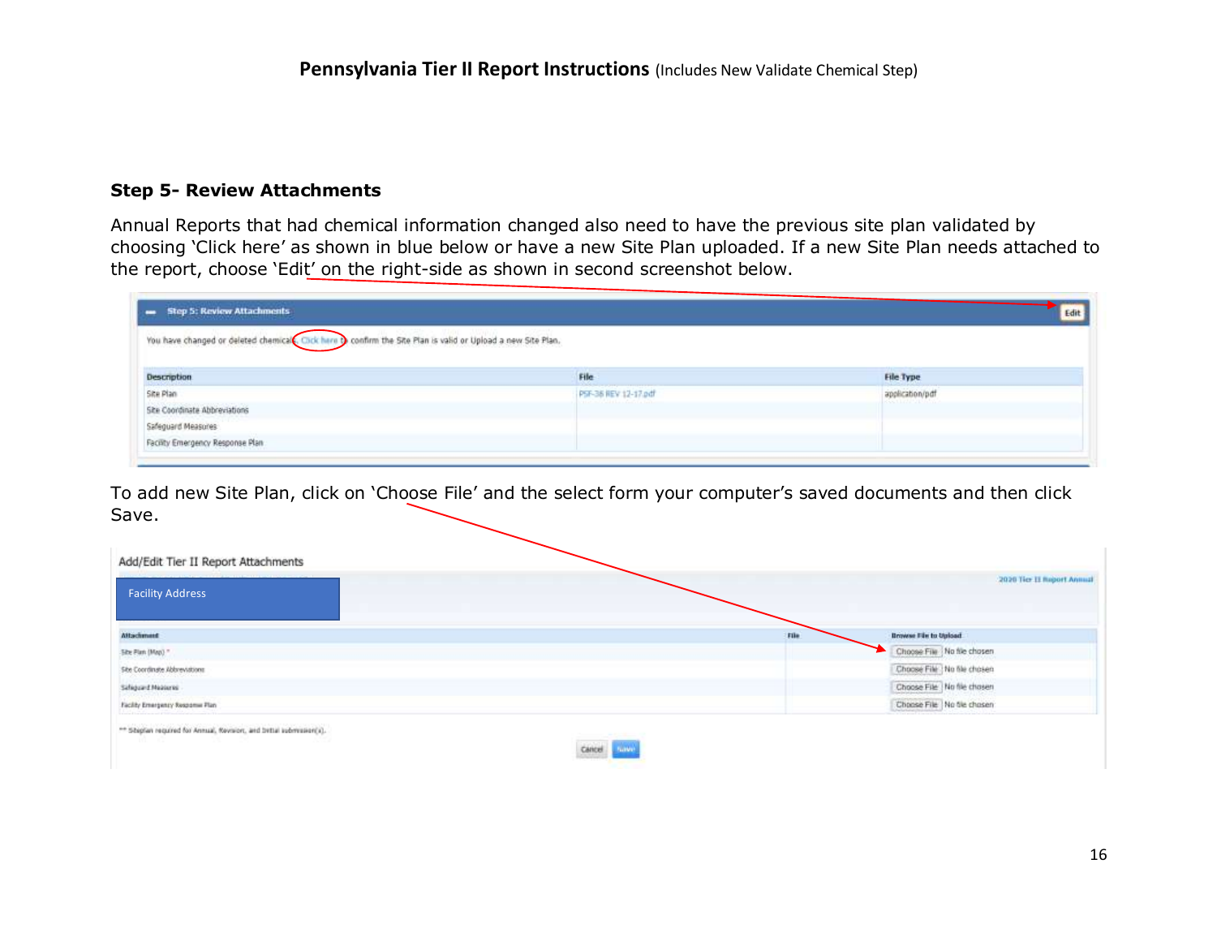## Step 5- Review Attachments

Annual Reports that had chemical information changed also need to have the previous site plan validated by choosing 'Click here' as shown in blue below or have a new Site Plan uploaded. If a new Site Plan needs attached to the report, choose 'Edit' on the right-side as shown in second screenshot below.

**Step 5: Review Attachments** Edit

You have changed or deleted chemicals. Click here to confirm the Site Plan is valid or Upload a new Site Plan.

| Description | File | File Type |
|---|---|---|
| Site Plan | PSF-36 REV 12-17.pdf | application/pdf |
| Site Coordinate Abbreviations | | |
| Safeguard Measures | | |
| Facility Emergency Response Plan | | |

To add new Site Plan, click on 'Choose File' and the select form your computer's saved documents and then click Save.

Add/Edit Tier II Report Attachments

Facility Address

2020 Tier II Report Annual

| Attachment | File | Browse File to Upload |
|---|---|---|
| Site Plan (Map) * | | Choose File No file chosen |
| Site Coordinate Abbreviations | | Choose File No file chosen |
| Safeguard Measures | | Choose File No file chosen |
| Facility Emergency Response Plan | | Choose File No file chosen |

** Siteplan required for Annual, Revision, and Initial submission(s).

Cancel Save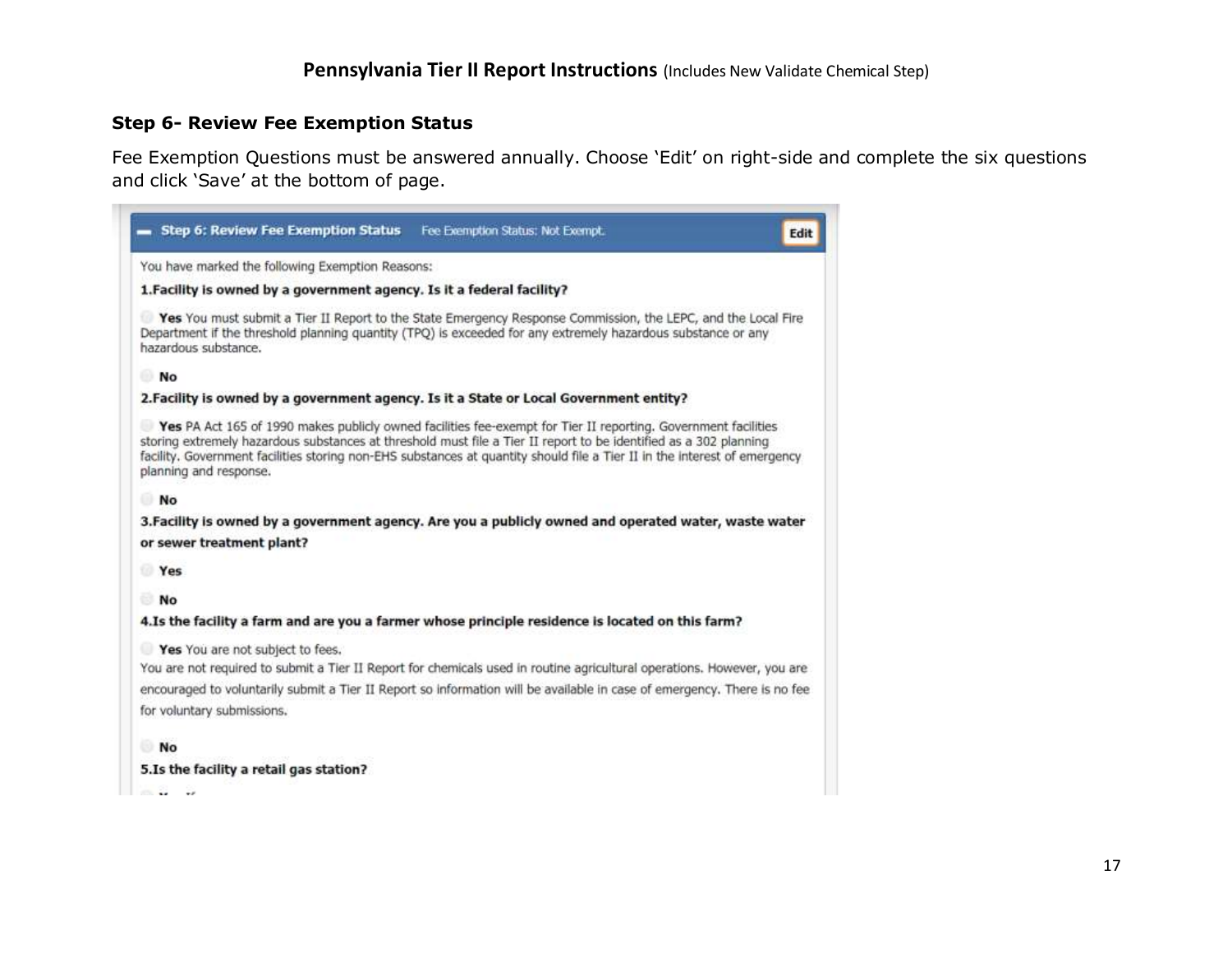## Step 6- Review Fee Exemption Status

Fee Exemption Questions must be answered annually. Choose 'Edit' on right-side and complete the six questions and click 'Save' at the bottom of page.

**Step 6: Review Fee Exemption Status** Fee Exemption Status: Not Exempt. **Edit**

You have marked the following Exemption Reasons:

**1.Facility is owned by a government agency. Is it a federal facility?**

**Yes** You must submit a Tier II Report to the State Emergency Response Commission, the LEPC, and the Local Fire Department if the threshold planning quantity (TPQ) is exceeded for any extremely hazardous substance or any hazardous substance.

**No**

**2.Facility is owned by a government agency. Is it a State or Local Government entity?**

**Yes** PA Act 165 of 1990 makes publicly owned facilities fee-exempt for Tier II reporting. Government facilities storing extremely hazardous substances at threshold must file a Tier II report to be identified as a 302 planning facility. Government facilities storing non-EHS substances at quantity should file a Tier II in the interest of emergency planning and response.

**No**

**3.Facility is owned by a government agency. Are you a publicly owned and operated water, waste water or sewer treatment plant?**

**Yes**

**No**

**4.Is the facility a farm and are you a farmer whose principle residence is located on this farm?**

**Yes** You are not subject to fees.
You are not required to submit a Tier II Report for chemicals used in routine agricultural operations. However, you are encouraged to voluntarily submit a Tier II Report so information will be available in case of emergency. There is no fee for voluntary submissions.

**No**

**5.Is the facility a retail gas station?**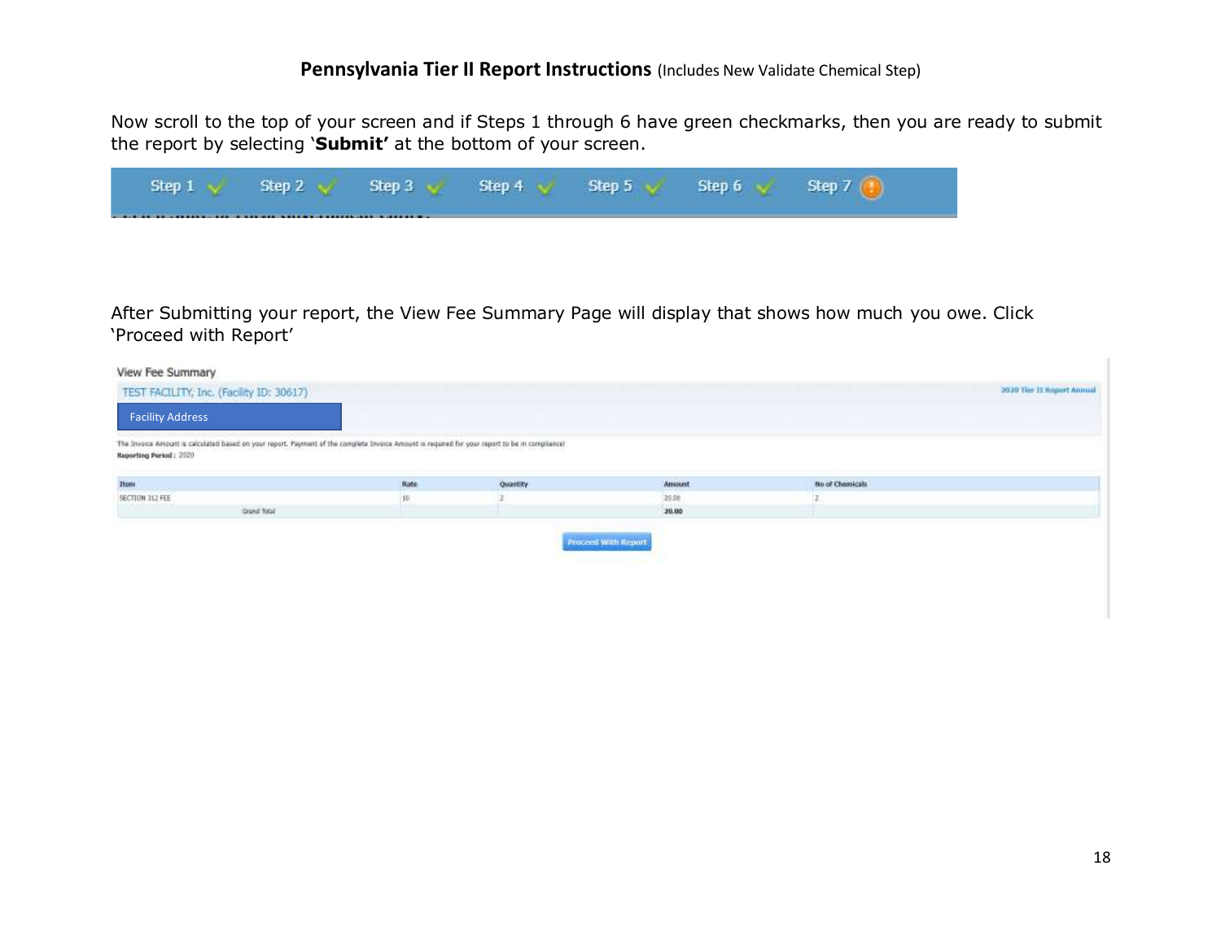Now scroll to the top of your screen and if Steps 1 through 6 have green checkmarks, then you are ready to submit the report by selecting **'Submit'** at the bottom of your screen.

Step 1 ✓ Step 2 ✓ Step 3 ✓ Step 4 ✓ Step 5 ✓ Step 6 ✓ Step 7 !

After Submitting your report, the View Fee Summary Page will display that shows how much you owe. Click 'Proceed with Report'

View Fee Summary

TEST FACILITY, Inc. (Facility ID: 30617)

2020 Tier II Report Annual

Facility Address

The Invoice Amount is calculated based on your report. Payment of the complete Invoice Amount is required for your report to be in compliance!

**Reporting Period :** 2020

| Item | Rate | Quantity | Amount | No of Chemicals |
|---|---|---|---|---|
| SECTION 312 FEE | 10 | 2 | 20.00 | 2 |
| Grand Total | | | **20.00** | |

Proceed With Report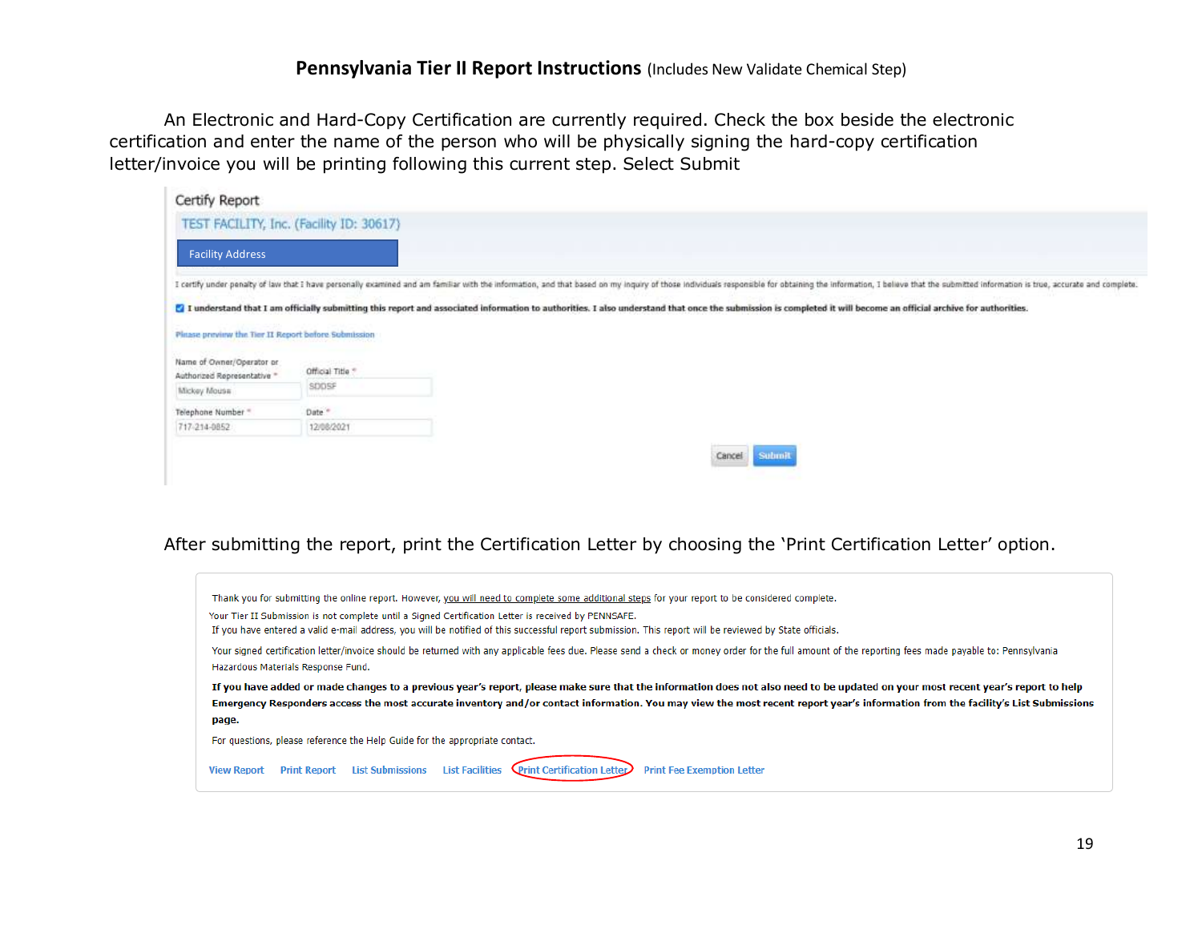# Pennsylvania Tier II Report Instructions (Includes New Validate Chemical Step)

An Electronic and Hard-Copy Certification are currently required. Check the box beside the electronic certification and enter the name of the person who will be physically signing the hard-copy certification letter/invoice you will be printing following this current step. Select Submit

Certify Report

TEST FACILITY, Inc. (Facility ID: 30617)

Facility Address

I certify under penalty of law that I have personally examined and am familiar with the information, and that based on my inquiry of those individuals responsible for obtaining the information, I believe that the submitted information is true, accurate and complete.

☑ **I understand that I am officially submitting this report and associated information to authorities. I also understand that once the submission is completed it will become an official archive for authorities.**

Please preview the Tier II Report before Submission

Name of Owner/Operator or Authorized Representative *: Mickey Mouse

Official Title *: SDOSF

Telephone Number *: 717-214-0852

Date *: 12/08/2021

Cancel | Submit

After submitting the report, print the Certification Letter by choosing the 'Print Certification Letter' option.

Thank you for submitting the online report. However, you will need to complete some additional steps for your report to be considered complete.

Your Tier II Submission is not complete until a Signed Certification Letter is received by PENNSAFE.

If you have entered a valid e-mail address, you will be notified of this successful report submission. This report will be reviewed by State officials.

Your signed certification letter/invoice should be returned with any applicable fees due. Please send a check or money order for the full amount of the reporting fees made payable to: Pennsylvania Hazardous Materials Response Fund.

**If you have added or made changes to a previous year's report, please make sure that the information does not also need to be updated on your most recent year's report to help Emergency Responders access the most accurate inventory and/or contact information. You may view the most recent report year's information from the facility's List Submissions page.**

For questions, please reference the Help Guide for the appropriate contact.

View Report | Print Report | List Submissions | List Facilities | Print Certification Letter | Print Fee Exemption Letter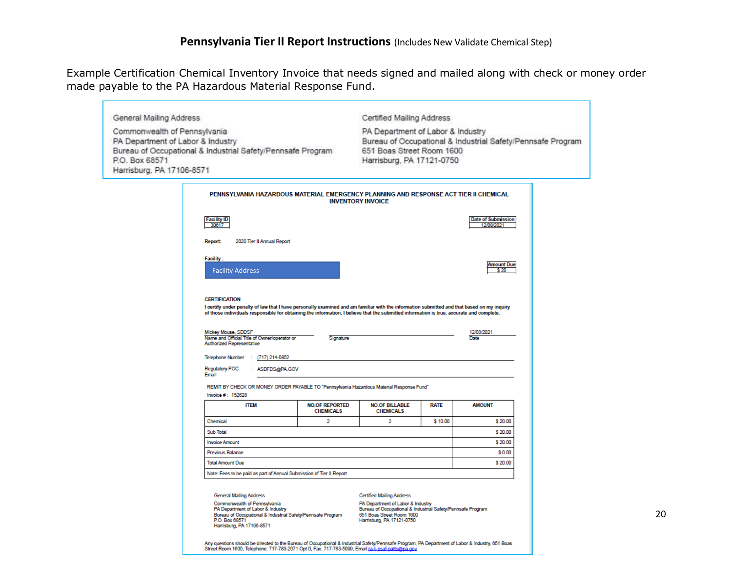**Pennsylvania Tier II Report Instructions** (Includes New Validate Chemical Step)

Example Certification Chemical Inventory Invoice that needs signed and mailed along with check or money order made payable to the PA Hazardous Material Response Fund.

| General Mailing Address | Certified Mailing Address |
|---|---|
| Commonwealth of Pennsylvania<br>PA Department of Labor & Industry<br>Bureau of Occupational & Industrial Safety/Pennsafe Program<br>P.O. Box 68571<br>Harrisburg, PA 17106-8571 | PA Department of Labor & Industry<br>Bureau of Occupational & Industrial Safety/Pennsafe Program<br>651 Boas Street Room 1600<br>Harrisburg, PA 17121-0750 |

**PENNSYLVANIA HAZARDOUS MATERIAL EMERGENCY PLANNING AND RESPONSE ACT TIER II CHEMICAL INVENTORY INVOICE**

**Facility ID** 30617

**Date of Submission** 12/08/2021

**Report:** 2020 Tier II Annual Report

**Facility :**

Facility Address

**Amount Due** $ 20

**CERTIFICATION**

**I certify under penalty of law that I have personally examined and am familiar with the information submitted and that based on my inquiry of those individuals responsible for obtaining the information, I believe that the submitted information is true, accurate and complete.**

Mickey Mouse, SDDSF
Name and Official Title of Owner/operator or Authorized Representative

Signature

12/08/2021
Date

Telephone Number : (717) 214-0852

Regulatory POC Email : ASDFDS@PA.GOV

REMIT BY CHECK OR MONEY ORDER PAYABLE TO "Pennsylvania Hazardous Material Response Fund"

Invoice # : 152628

| ITEM | NO.OF REPORTED CHEMICALS | NO.OF BILLABLE CHEMICALS | RATE | AMOUNT |
|---|---|---|---|---|
| Chemical | 2 | 2 | $ 10.00 | $ 20.00 |
| Sub Total | | | | $ 20.00 |
| Invoice Amount | | | | $ 20.00 |
| Previous Balance | | | | $ 0.00 |
| Total Amount Due | | | | $ 20.00 |
| Note: Fees to be paid as part of Annual Submission of Tier II Report | | | | |

| General Mailing Address | Certified Mailing Address |
|---|---|
| Commonwealth of Pennsylvania<br>PA Department of Labor & Industry<br>Bureau of Occupational & Industrial Safety/Pennsafe Program<br>P.O. Box 68571<br>Harrisburg, PA 17106-8571 | PA Department of Labor & Industry<br>Bureau of Occupational & Industrial Safety/Pennsafe Program<br>651 Boas Street Room 1600<br>Harrisburg, PA 17121-0750 |

Any questions should be directed to the Bureau of Occupational & Industrial Safety/Pennsafe Program, PA Department of Labor & Industry, 651 Boas Street Room 1600, Telephone: 717-783-2071 Opt 0, Fax: 717-783-5099, Email: ra-li-psaf-patts@pa.gov